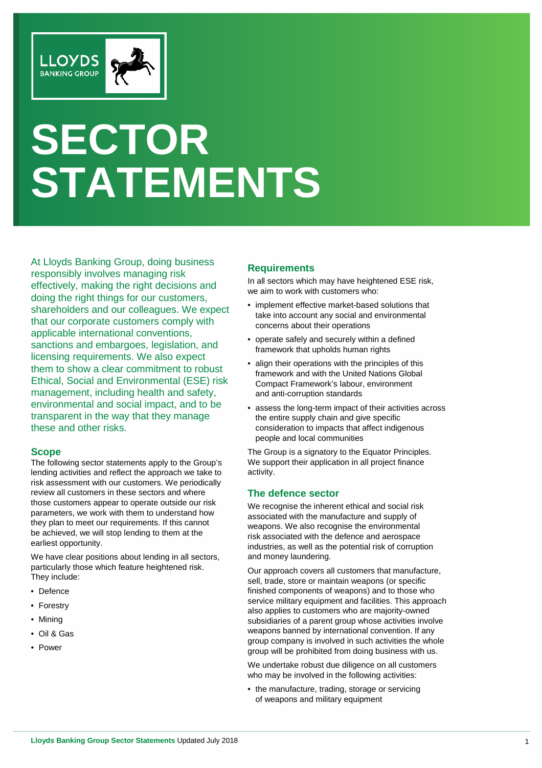# SECTOR STATEMENTS

At Lloyds Banking Group, doing business responsibly involves managing risk effectively, making the right decisions and doing the right things for our customers, shareholders and our colleagues. We expect that our corporate customers comply with applicable international conventions, sanctions and embargoes, legislation, and licensing requirements. We also expect them to show a clear commitment to robust Ethical, Social and Environmental (ESE) risk management, including health and safety, environmental and social impact, and to be transparent in the way that they manage these and other risks.

## Scope

The following sector statements apply to the Group's lending activities and reflect the approach we take to risk assessment with our customers. We periodically review all customers in these sectors and where those customers appear to operate outside our risk parameters, we work with them to understand how they plan to meet our requirements. If this cannot be achieved, we will stop lending to them at the earliest opportunity.

We have clear positions about lending in all sectors, particularly those which feature heightened risk. They include:

- Defence
- Forestry
- Mining
- Oil & Gas
- Power

## Requirements

In all sectors which may have heightened ESE risk, we aim to work with customers who:

- implement effective market-based solutions that take into account any social and environmental concerns about their operations
- operate safely and securely within a defined framework that upholds human rights
- align their operations with the principles of this framework and with the United Nations Global Compact Framework's labour, environment and anti-corruption standards
- assess the long-term impact of their activities across the entire supply chain and give specific consideration to impacts that affect indigenous people and local communities

The Group is a signatory to the Equator Principles. We support their application in all project finance activity.

## The defence sector

We recognise the inherent ethical and social risk associated with the manufacture and supply of weapons. We also recognise the environmental risk associated with the defence and aerospace industries, as well as the potential risk of corruption and money laundering.

Our approach covers all customers that manufacture, sell, trade, store or maintain weapons (or specific finished components of weapons) and to those who service military equipment and facilities. This approach also applies to customers who are majority-owned subsidiaries of a parent group whose activities involve weapons banned by international convention. If any group company is involved in such activities the whole group will be prohibited from doing business with us.

We undertake robust due diligence on all customers who may be involved in the following activities:

- the manufacture, trading, storage or servicing of weapons and military equipment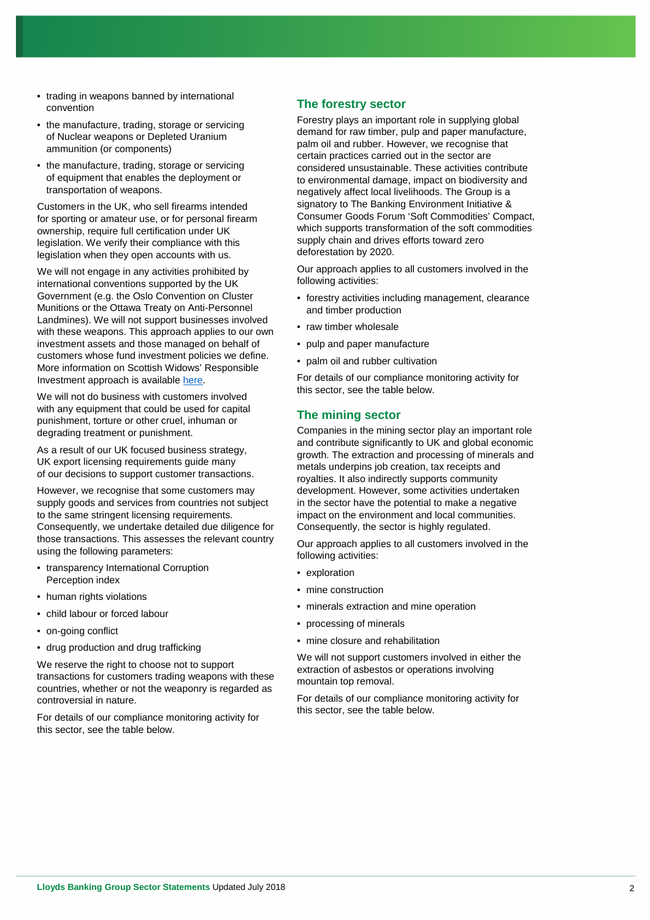- trading in weapons banned by international convention
- the manufacture, trading, storage or servicing of Nuclear weapons or Depleted Uranium ammunition (or components)
- the manufacture, trading, storage or servicing of equipment that enables the deployment or transportation of weapons.

Customers in the UK, who sell firearms intended for sporting or amateur use, or for personal firearm ownership, require full certification under UK legislation. We verify their compliance with this legislation when they open accounts with us.

We will not engage in any activities prohibited by international conventions supported by the UK Government (e.g. the Oslo Convention on Cluster Munitions or the Ottawa Treaty on Anti-Personnel Landmines). We will not support businesses involved with these weapons. This approach applies to our own investment assets and those managed on behalf of customers whose fund investment policies we define. More information on Scottish Widows' Responsible Investment approach is available here.

We will not do business with customers involved with any equipment that could be used for capital punishment, torture or other cruel, inhuman or degrading treatment or punishment.

As a result of our UK focused business strategy, UK export licensing requirements guide many of our decisions to support customer transactions.

However, we recognise that some customers may supply goods and services from countries not subject to the same stringent licensing requirements. Consequently, we undertake detailed due diligence for those transactions. This assesses the relevant country using the following parameters:

- transparency International Corruption Perception index
- human rights violations
- child labour or forced labour
- on-going conflict
- drug production and drug trafficking

We reserve the right to choose not to support transactions for customers trading weapons with these countries, whether or not the weaponry is regarded as controversial in nature.

For details of our compliance monitoring activity for this sector, see the table below.

## The forestry sector

Forestry plays an important role in supplying global demand for raw timber, pulp and paper manufacture, palm oil and rubber. However, we recognise that certain practices carried out in the sector are considered unsustainable. These activities contribute to environmental damage, impact on biodiversity and negatively affect local livelihoods. The Group is a signatory to The Banking Environment Initiative & Consumer Goods Forum 'Soft Commodities' Compact, which supports transformation of the soft commodities supply chain and drives efforts toward zero deforestation by 2020.

Our approach applies to all customers involved in the following activities:

- forestry activities including management, clearance and timber production
- raw timber wholesale
- pulp and paper manufacture
- palm oil and rubber cultivation

For details of our compliance monitoring activity for this sector, see the table below.

## The mining sector

Companies in the mining sector play an important role and contribute significantly to UK and global economic growth. The extraction and processing of minerals and metals underpins job creation, tax receipts and royalties. It also indirectly supports community development. However, some activities undertaken in the sector have the potential to make a negative impact on the environment and local communities. Consequently, the sector is highly regulated.

Our approach applies to all customers involved in the following activities:

- exploration
- mine construction
- minerals extraction and mine operation
- processing of minerals
- mine closure and rehabilitation

We will not support customers involved in either the extraction of asbestos or operations involving mountain top removal.

For details of our compliance monitoring activity for this sector, see the table below.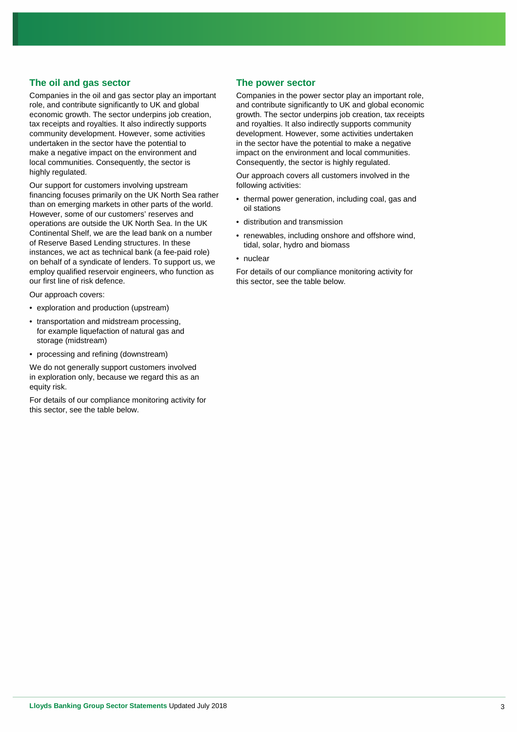## The oil and gas sector

Companies in the oil and gas sector play an important role, and contribute significantly to UK and global economic growth. The sector underpins job creation, tax receipts and royalties. It also indirectly supports community development. However, some activities undertaken in the sector have the potential to make a negative impact on the environment and local communities. Consequently, the sector is highly regulated.

Our support for customers involving upstream financing focuses primarily on the UK North Sea rather than on emerging markets in other parts of the world. However, some of our customers' reserves and operations are outside the UK North Sea. In the UK Continental Shelf, we are the lead bank on a number of Reserve Based Lending structures. In these instances, we act as technical bank (a fee-paid role) on behalf of a syndicate of lenders. To support us, we employ qualified reservoir engineers, who function as our first line of risk defence.

Our approach covers:

- exploration and production (upstream)
- transportation and midstream processing, for example liquefaction of natural gas and storage (midstream)
- processing and refining (downstream)

We do not generally support customers involved in exploration only, because we regard this as an equity risk.

For details of our compliance monitoring activity for this sector, see the table below.

## The power sector

Companies in the power sector play an important role, and contribute significantly to UK and global economic growth. The sector underpins job creation, tax receipts and royalties. It also indirectly supports community development. However, some activities undertaken in the sector have the potential to make a negative impact on the environment and local communities. Consequently, the sector is highly regulated.

Our approach covers all customers involved in the following activities:

- thermal power generation, including coal, gas and oil stations
- distribution and transmission
- renewables, including onshore and offshore wind, tidal, solar, hydro and biomass
- nuclear

For details of our compliance monitoring activity for this sector, see the table below.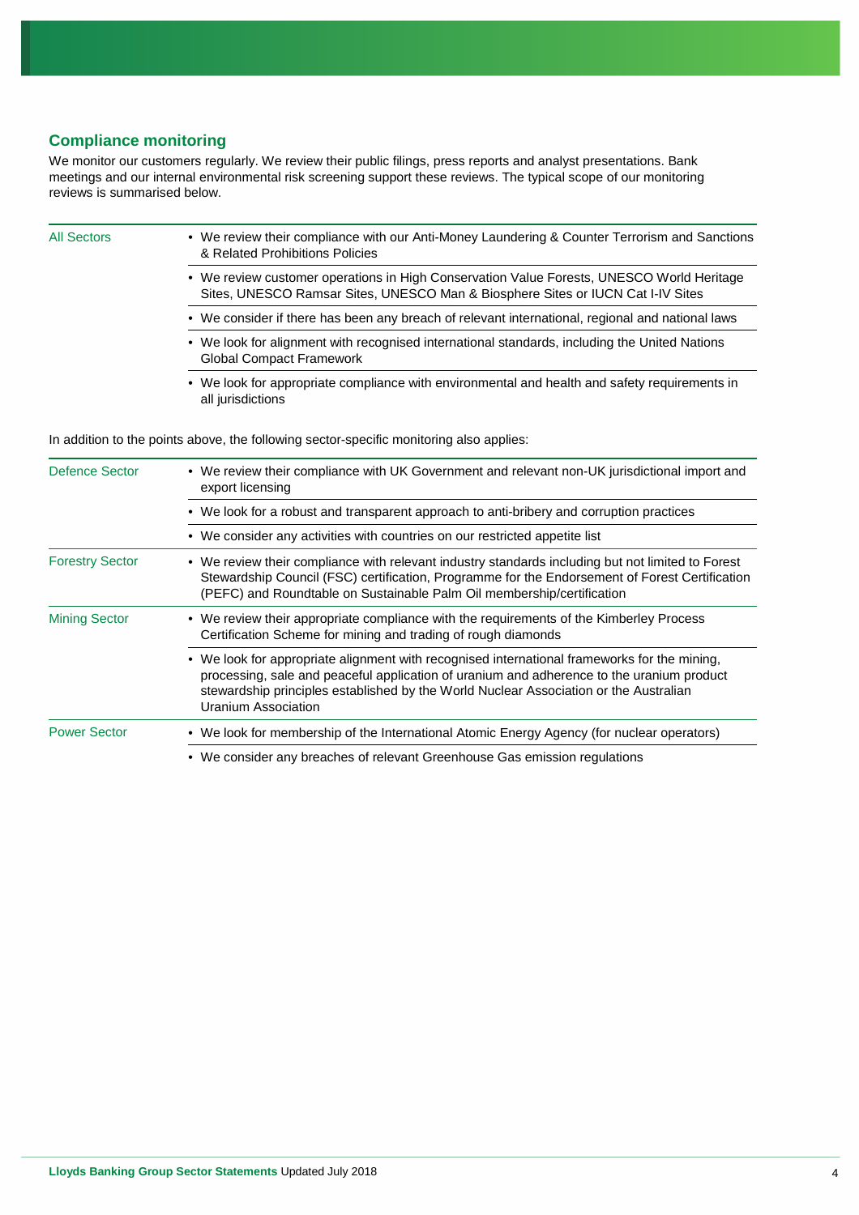## Compliance monitoring

We monitor our customers regularly. We review their public filings, press reports and analyst presentations. Bank meetings and our internal environmental risk screening support these reviews. The typical scope of our monitoring reviews is summarised below.

| | |
|---|---|
| All Sectors | • We review their compliance with our Anti-Money Laundering & Counter Terrorism and Sanctions & Related Prohibitions Policies |
| | • We review customer operations in High Conservation Value Forests, UNESCO World Heritage Sites, UNESCO Ramsar Sites, UNESCO Man & Biosphere Sites or IUCN Cat I-IV Sites |
| | • We consider if there has been any breach of relevant international, regional and national laws |
| | • We look for alignment with recognised international standards, including the United Nations Global Compact Framework |
| | • We look for appropriate compliance with environmental and health and safety requirements in all jurisdictions |

In addition to the points above, the following sector-specific monitoring also applies:

| | |
|---|---|
| Defence Sector | • We review their compliance with UK Government and relevant non-UK jurisdictional import and export licensing |
| | • We look for a robust and transparent approach to anti-bribery and corruption practices |
| | • We consider any activities with countries on our restricted appetite list |
| Forestry Sector | • We review their compliance with relevant industry standards including but not limited to Forest Stewardship Council (FSC) certification, Programme for the Endorsement of Forest Certification (PEFC) and Roundtable on Sustainable Palm Oil membership/certification |
| Mining Sector | • We review their appropriate compliance with the requirements of the Kimberley Process Certification Scheme for mining and trading of rough diamonds |
| | • We look for appropriate alignment with recognised international frameworks for the mining, processing, sale and peaceful application of uranium and adherence to the uranium product stewardship principles established by the World Nuclear Association or the Australian Uranium Association |
| Power Sector | • We look for membership of the International Atomic Energy Agency (for nuclear operators) |
| | • We consider any breaches of relevant Greenhouse Gas emission regulations |